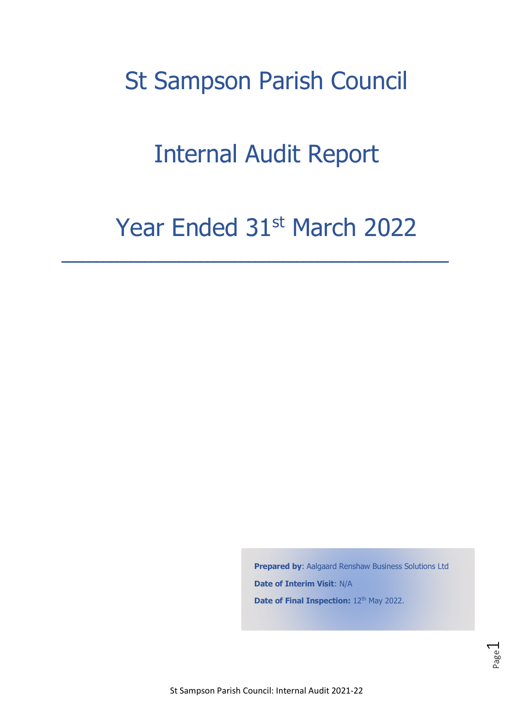# St Sampson Parish Council

# Internal Audit Report

# Year Ended 31st March 2022

---

**Prepared by**: Aalgaard Renshaw Business Solutions Ltd

**Date of Interim Visit**: N/A

**Date of Final Inspection:** 12th May 2022.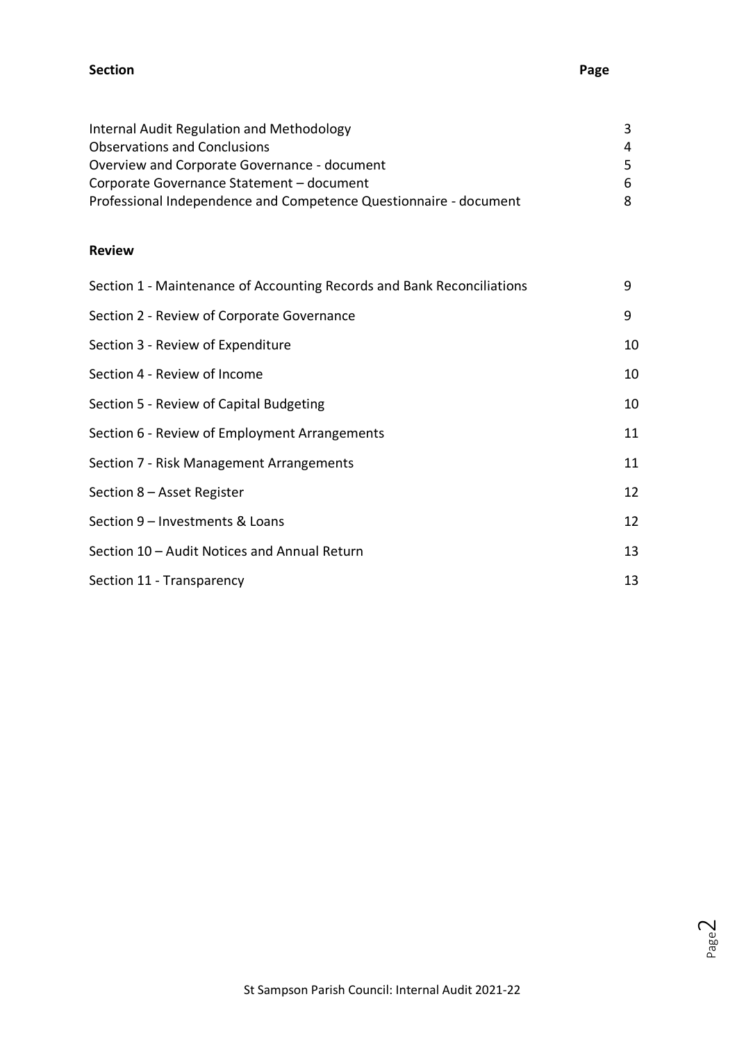| Section | Page |
| --- | --- |
| Internal Audit Regulation and Methodology | 3 |
| Observations and Conclusions | 4 |
| Overview and Corporate Governance - document | 5 |
| Corporate Governance Statement – document | 6 |
| Professional Independence and Competence Questionnaire - document | 8 |

**Review**

| | |
| --- | --- |
| Section 1 - Maintenance of Accounting Records and Bank Reconciliations | 9 |
| Section 2 - Review of Corporate Governance | 9 |
| Section 3 - Review of Expenditure | 10 |
| Section 4 - Review of Income | 10 |
| Section 5 - Review of Capital Budgeting | 10 |
| Section 6 - Review of Employment Arrangements | 11 |
| Section 7 - Risk Management Arrangements | 11 |
| Section 8 – Asset Register | 12 |
| Section 9 – Investments & Loans | 12 |
| Section 10 – Audit Notices and Annual Return | 13 |
| Section 11 - Transparency | 13 |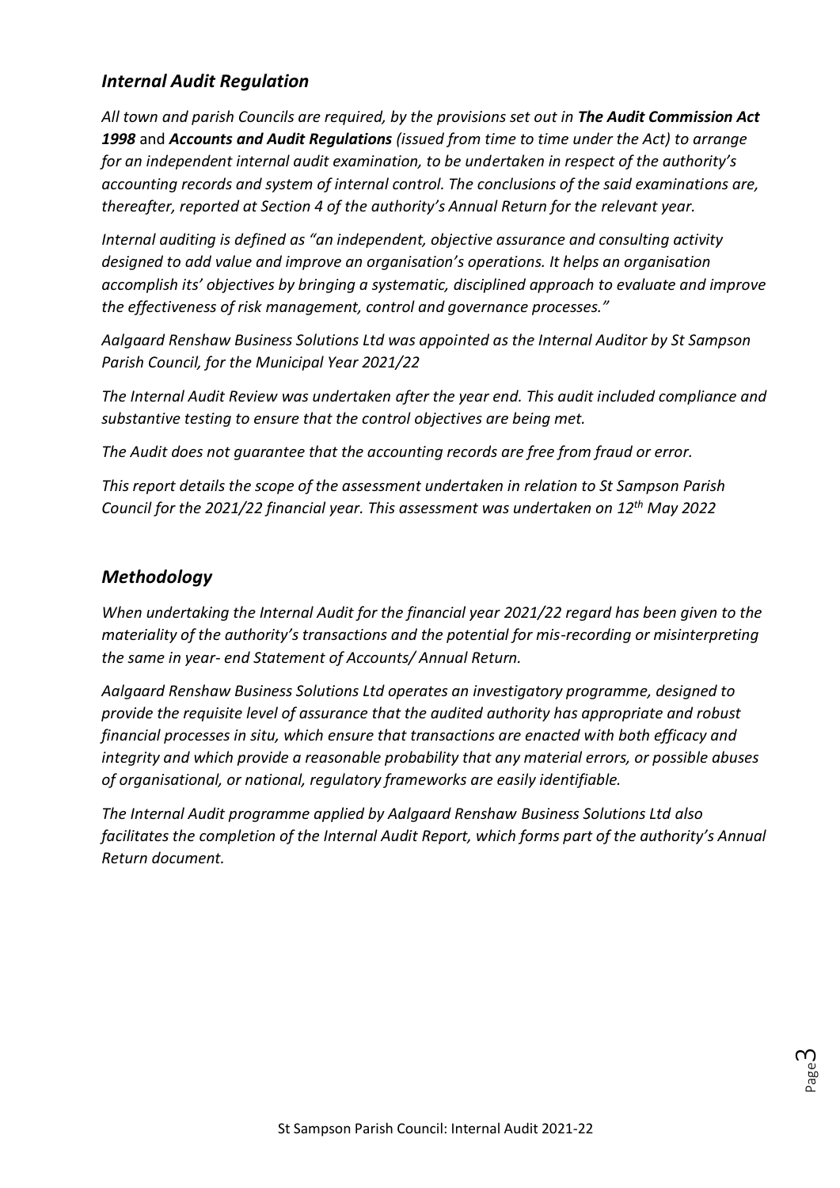## *Internal Audit Regulation*

*All town and parish Councils are required, by the provisions set out in **The Audit Commission Act 1998** and **Accounts and Audit Regulations** (issued from time to time under the Act) to arrange for an independent internal audit examination, to be undertaken in respect of the authority's accounting records and system of internal control. The conclusions of the said examinations are, thereafter, reported at Section 4 of the authority's Annual Return for the relevant year.*

*Internal auditing is defined as "an independent, objective assurance and consulting activity designed to add value and improve an organisation's operations. It helps an organisation accomplish its' objectives by bringing a systematic, disciplined approach to evaluate and improve the effectiveness of risk management, control and governance processes."*

*Aalgaard Renshaw Business Solutions Ltd was appointed as the Internal Auditor by St Sampson Parish Council, for the Municipal Year 2021/22*

*The Internal Audit Review was undertaken after the year end. This audit included compliance and substantive testing to ensure that the control objectives are being met.*

*The Audit does not guarantee that the accounting records are free from fraud or error.*

*This report details the scope of the assessment undertaken in relation to St Sampson Parish Council for the 2021/22 financial year. This assessment was undertaken on 12th May 2022*

## *Methodology*

*When undertaking the Internal Audit for the financial year 2021/22 regard has been given to the materiality of the authority's transactions and the potential for mis-recording or misinterpreting the same in year- end Statement of Accounts/ Annual Return.*

*Aalgaard Renshaw Business Solutions Ltd operates an investigatory programme, designed to provide the requisite level of assurance that the audited authority has appropriate and robust financial processes in situ, which ensure that transactions are enacted with both efficacy and integrity and which provide a reasonable probability that any material errors, or possible abuses of organisational, or national, regulatory frameworks are easily identifiable.*

*The Internal Audit programme applied by Aalgaard Renshaw Business Solutions Ltd also facilitates the completion of the Internal Audit Report, which forms part of the authority's Annual Return document.*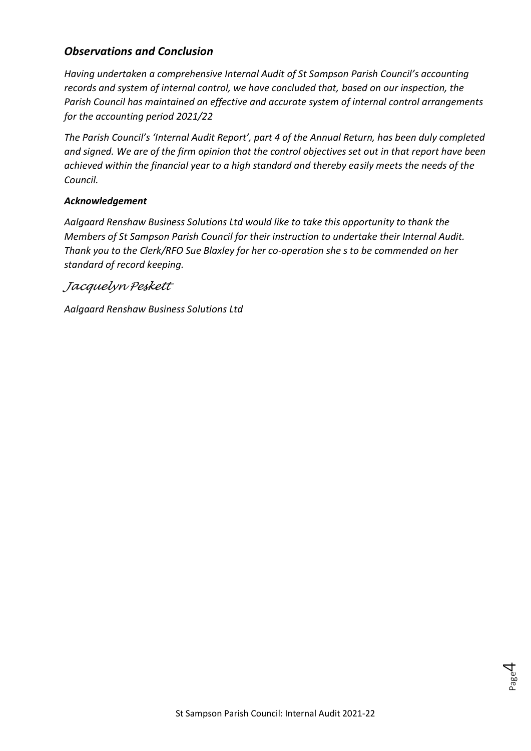## *Observations and Conclusion*

*Having undertaken a comprehensive Internal Audit of St Sampson Parish Council's accounting records and system of internal control, we have concluded that, based on our inspection, the Parish Council has maintained an effective and accurate system of internal control arrangements for the accounting period 2021/22*

*The Parish Council's 'Internal Audit Report', part 4 of the Annual Return, has been duly completed and signed. We are of the firm opinion that the control objectives set out in that report have been achieved within the financial year to a high standard and thereby easily meets the needs of the Council.*

***Acknowledgement***

*Aalgaard Renshaw Business Solutions Ltd would like to take this opportunity to thank the Members of St Sampson Parish Council for their instruction to undertake their Internal Audit. Thank you to the Clerk/RFO Sue Blaxley for her co-operation she s to be commended on her standard of record keeping.*

*Jacquelyn Peskett*

*Aalgaard Renshaw Business Solutions Ltd*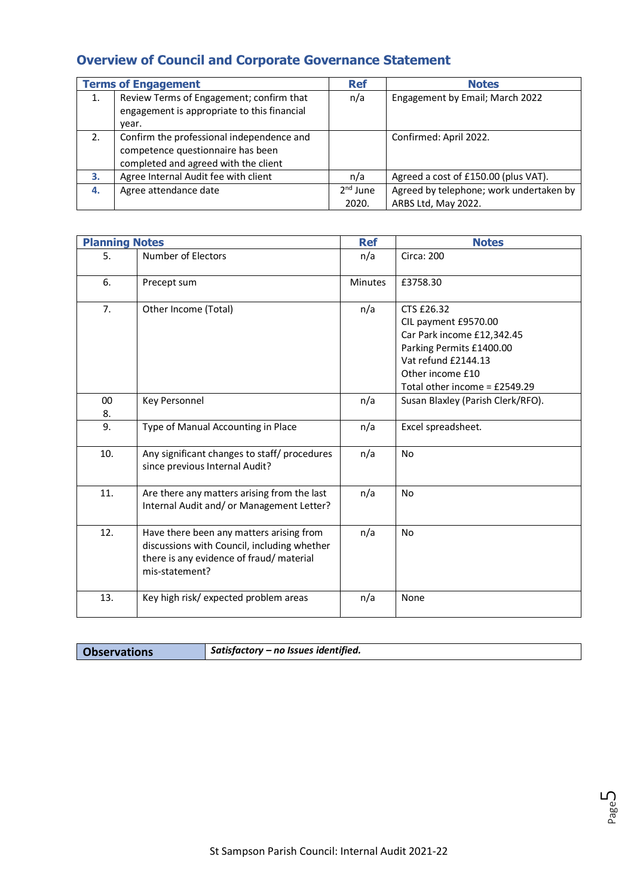## Overview of Council and Corporate Governance Statement

| Terms of Engagement | | Ref | Notes |
|---|---|---|---|
| 1. | Review Terms of Engagement; confirm that engagement is appropriate to this financial year. | n/a | Engagement by Email; March 2022 |
| 2. | Confirm the professional independence and competence questionnaire has been completed and agreed with the client | | Confirmed: April 2022. |
| **3.** | Agree Internal Audit fee with client | n/a | Agreed a cost of £150.00 (plus VAT). |
| **4.** | Agree attendance date | 2nd June 2020. | Agreed by telephone; work undertaken by ARBS Ltd, May 2022. |

| Planning Notes | | Ref | Notes |
|---|---|---|---|
| 5. | Number of Electors | n/a | Circa: 200 |
| 6. | Precept sum | Minutes | £3758.30 |
| 7. | Other Income (Total) | n/a | CTS £26.32<br>CIL payment £9570.00<br>Car Park income £12,342.45<br>Parking Permits £1400.00<br>Vat refund £2144.13<br>Other income £10<br>Total other income = £2549.29 |
| 00<br>8. | Key Personnel | n/a | Susan Blaxley (Parish Clerk/RFO). |
| 9. | Type of Manual Accounting in Place | n/a | Excel spreadsheet. |
| 10. | Any significant changes to staff/ procedures since previous Internal Audit? | n/a | No |
| 11. | Are there any matters arising from the last Internal Audit and/ or Management Letter? | n/a | No |
| 12. | Have there been any matters arising from discussions with Council, including whether there is any evidence of fraud/ material mis-statement? | n/a | No |
| 13. | Key high risk/ expected problem areas | n/a | None |

| **Observations** | ***Satisfactory – no Issues identified.*** |
|---|---|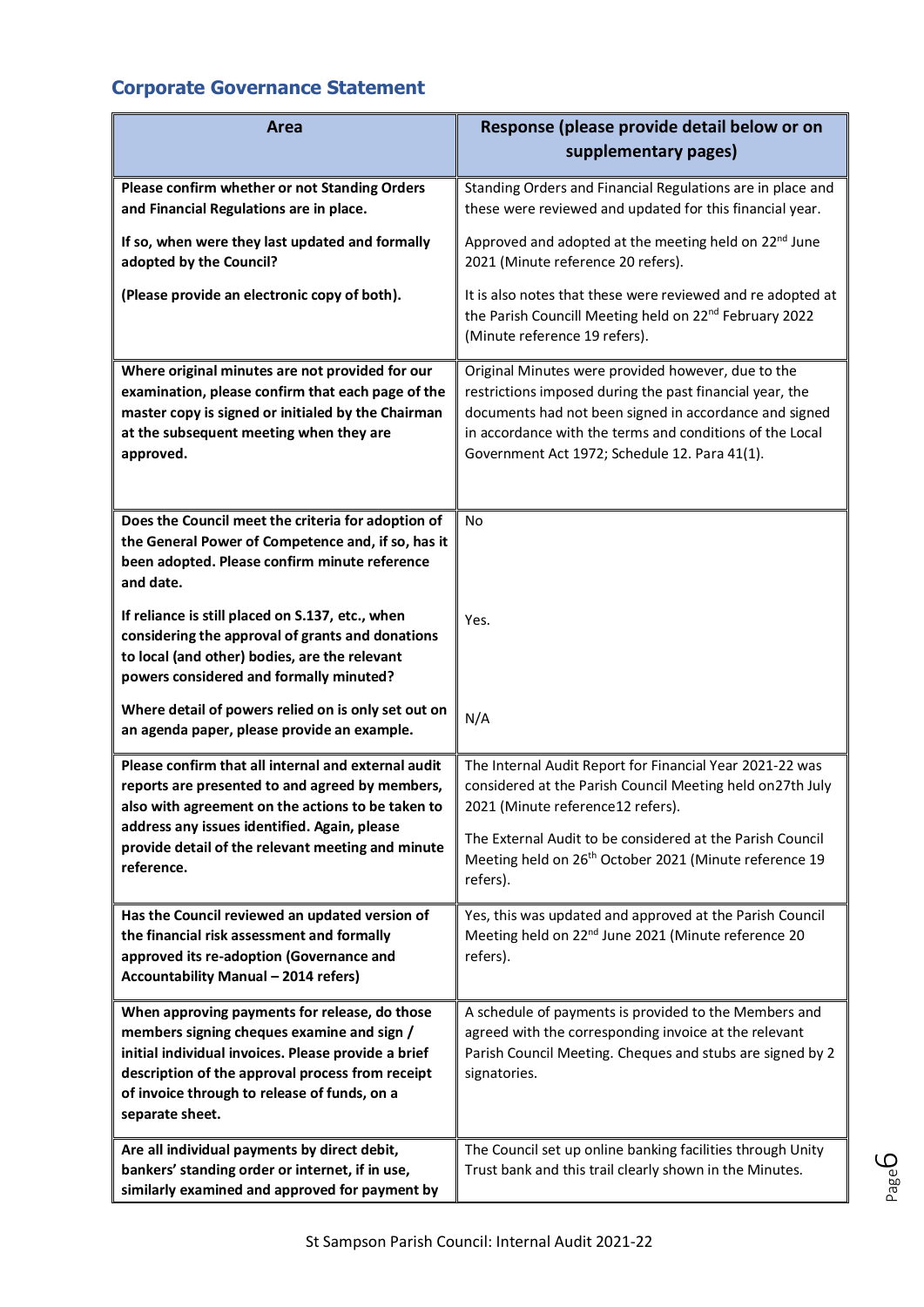## Corporate Governance Statement

| Area | Response (please provide detail below or on supplementary pages) |
|---|---|
| **Please confirm whether or not Standing Orders and Financial Regulations are in place.**<br><br>**If so, when were they last updated and formally adopted by the Council?**<br><br>**(Please provide an electronic copy of both).** | Standing Orders and Financial Regulations are in place and these were reviewed and updated for this financial year.<br><br>Approved and adopted at the meeting held on 22nd June 2021 (Minute reference 20 refers).<br><br>It is also notes that these were reviewed and re adopted at the Parish Councill Meeting held on 22nd February 2022 (Minute reference 19 refers). |
| **Where original minutes are not provided for our examination, please confirm that each page of the master copy is signed or initialed by the Chairman at the subsequent meeting when they are approved.** | Original Minutes were provided however, due to the restrictions imposed during the past financial year, the documents had not been signed in accordance and signed in accordance with the terms and conditions of the Local Government Act 1972; Schedule 12. Para 41(1). |
| **Does the Council meet the criteria for adoption of the General Power of Competence and, if so, has it been adopted. Please confirm minute reference and date.**<br><br>**If reliance is still placed on S.137, etc., when considering the approval of grants and donations to local (and other) bodies, are the relevant powers considered and formally minuted?**<br><br>**Where detail of powers relied on is only set out on an agenda paper, please provide an example.** | No<br><br>Yes.<br><br>N/A |
| **Please confirm that all internal and external audit reports are presented to and agreed by members, also with agreement on the actions to be taken to address any issues identified. Again, please provide detail of the relevant meeting and minute reference.** | The Internal Audit Report for Financial Year 2021-22 was considered at the Parish Council Meeting held on27th July 2021 (Minute reference12 refers).<br><br>The External Audit to be considered at the Parish Council Meeting held on 26th October 2021 (Minute reference 19 refers). |
| **Has the Council reviewed an updated version of the financial risk assessment and formally approved its re-adoption (Governance and Accountability Manual – 2014 refers)** | Yes, this was updated and approved at the Parish Council Meeting held on 22nd June 2021 (Minute reference 20 refers). |
| **When approving payments for release, do those members signing cheques examine and sign / initial individual invoices. Please provide a brief description of the approval process from receipt of invoice through to release of funds, on a separate sheet.** | A schedule of payments is provided to the Members and agreed with the corresponding invoice at the relevant Parish Council Meeting. Cheques and stubs are signed by 2 signatories. |
| **Are all individual payments by direct debit, bankers' standing order or internet, if in use, similarly examined and approved for payment by** | The Council set up online banking facilities through Unity Trust bank and this trail clearly shown in the Minutes. |

St Sampson Parish Council: Internal Audit 2021-22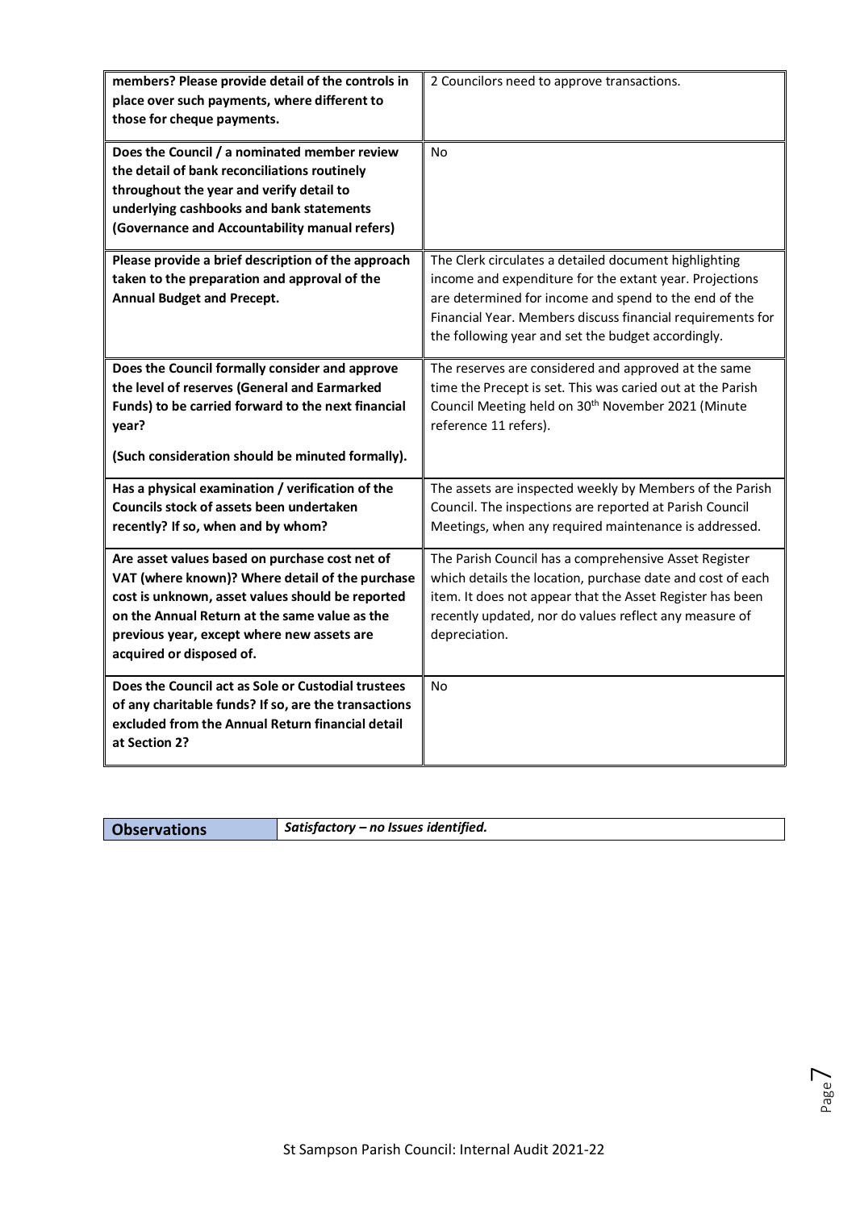| **members? Please provide detail of the controls in place over such payments, where different to those for cheque payments.** | 2 Councilors need to approve transactions. |
|---|---|
| **Does the Council / a nominated member review the detail of bank reconciliations routinely throughout the year and verify detail to underlying cashbooks and bank statements (Governance and Accountability manual refers)** | No |
| **Please provide a brief description of the approach taken to the preparation and approval of the Annual Budget and Precept.** | The Clerk circulates a detailed document highlighting income and expenditure for the extant year. Projections are determined for income and spend to the end of the Financial Year. Members discuss financial requirements for the following year and set the budget accordingly. |
| **Does the Council formally consider and approve the level of reserves (General and Earmarked Funds) to be carried forward to the next financial year?** <br><br> **(Such consideration should be minuted formally).** | The reserves are considered and approved at the same time the Precept is set. This was caried out at the Parish Council Meeting held on 30th November 2021 (Minute reference 11 refers). |
| **Has a physical examination / verification of the Councils stock of assets been undertaken recently? If so, when and by whom?** | The assets are inspected weekly by Members of the Parish Council. The inspections are reported at Parish Council Meetings, when any required maintenance is addressed. |
| **Are asset values based on purchase cost net of VAT (where known)? Where detail of the purchase cost is unknown, asset values should be reported on the Annual Return at the same value as the previous year, except where new assets are acquired or disposed of.** | The Parish Council has a comprehensive Asset Register which details the location, purchase date and cost of each item. It does not appear that the Asset Register has been recently updated, nor do values reflect any measure of depreciation. |
| **Does the Council act as Sole or Custodial trustees of any charitable funds? If so, are the transactions excluded from the Annual Return financial detail at Section 2?** | No |

| **Observations** | ***Satisfactory – no Issues identified.*** |
|---|---|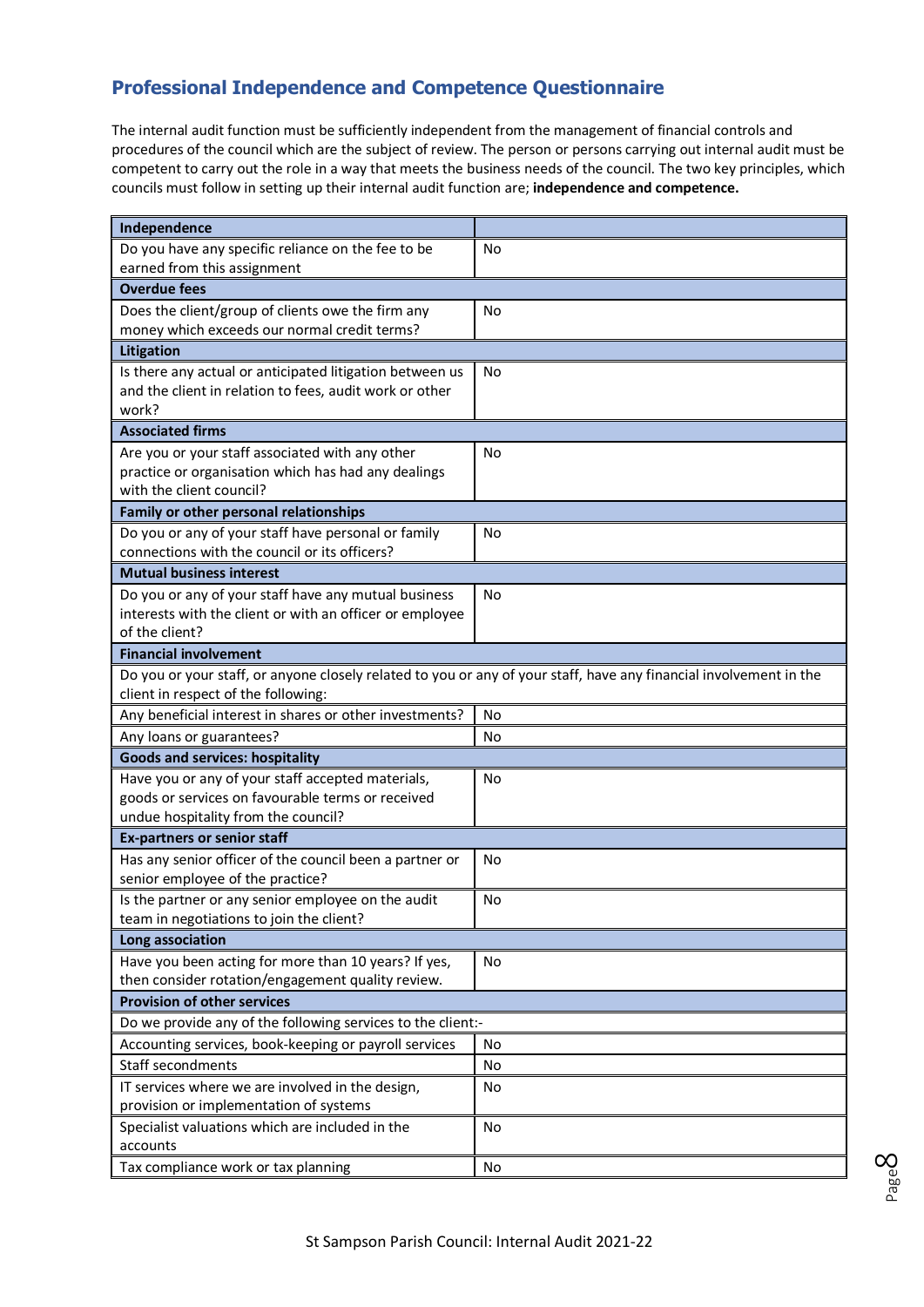## Professional Independence and Competence Questionnaire

The internal audit function must be sufficiently independent from the management of financial controls and procedures of the council which are the subject of review. The person or persons carrying out internal audit must be competent to carry out the role in a way that meets the business needs of the council. The two key principles, which councils must follow in setting up their internal audit function are; **independence and competence.**

| **Independence** | |
|---|---|
| Do you have any specific reliance on the fee to be earned from this assignment | No |
| **Overdue fees** | |
| Does the client/group of clients owe the firm any money which exceeds our normal credit terms? | No |
| **Litigation** | |
| Is there any actual or anticipated litigation between us and the client in relation to fees, audit work or other work? | No |
| **Associated firms** | |
| Are you or your staff associated with any other practice or organisation which has had any dealings with the client council? | No |
| **Family or other personal relationships** | |
| Do you or any of your staff have personal or family connections with the council or its officers? | No |
| **Mutual business interest** | |
| Do you or any of your staff have any mutual business interests with the client or with an officer or employee of the client? | No |
| **Financial involvement** | |
| Do you or your staff, or anyone closely related to you or any of your staff, have any financial involvement in the client in respect of the following: | |
| Any beneficial interest in shares or other investments? | No |
| Any loans or guarantees? | No |
| **Goods and services: hospitality** | |
| Have you or any of your staff accepted materials, goods or services on favourable terms or received undue hospitality from the council? | No |
| **Ex-partners or senior staff** | |
| Has any senior officer of the council been a partner or senior employee of the practice? | No |
| Is the partner or any senior employee on the audit team in negotiations to join the client? | No |
| **Long association** | |
| Have you been acting for more than 10 years? If yes, then consider rotation/engagement quality review. | No |
| **Provision of other services** | |
| Do we provide any of the following services to the client:- | |
| Accounting services, book-keeping or payroll services | No |
| Staff secondments | No |
| IT services where we are involved in the design, provision or implementation of systems | No |
| Specialist valuations which are included in the accounts | No |
| Tax compliance work or tax planning | No |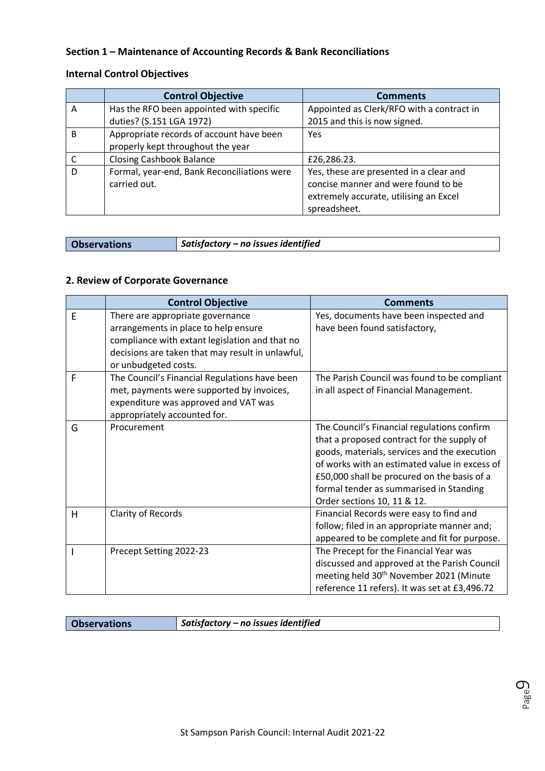### Section 1 – Maintenance of Accounting Records & Bank Reconciliations

### Internal Control Objectives

| | Control Objective | Comments |
|---|---|---|
| A | Has the RFO been appointed with specific duties? (S.151 LGA 1972) | Appointed as Clerk/RFO with a contract in 2015 and this is now signed. |
| B | Appropriate records of account have been properly kept throughout the year | Yes |
| C | Closing Cashbook Balance | £26,286.23. |
| D | Formal, year-end, Bank Reconciliations were carried out. | Yes, these are presented in a clear and concise manner and were found to be extremely accurate, utilising an Excel spreadsheet. |

| **Observations** | ***Satisfactory – no issues identified*** |
|---|---|

### 2. Review of Corporate Governance

| | Control Objective | Comments |
|---|---|---|
| E | There are appropriate governance arrangements in place to help ensure compliance with extant legislation and that no decisions are taken that may result in unlawful, or unbudgeted costs. | Yes, documents have been inspected and have been found satisfactory, |
| F | The Council's Financial Regulations have been met, payments were supported by invoices, expenditure was approved and VAT was appropriately accounted for. | The Parish Council was found to be compliant in all aspect of Financial Management. |
| G | Procurement | The Council's Financial regulations confirm that a proposed contract for the supply of goods, materials, services and the execution of works with an estimated value in excess of £50,000 shall be procured on the basis of a formal tender as summarised in Standing Order sections 10, 11 & 12. |
| H | Clarity of Records | Financial Records were easy to find and follow; filed in an appropriate manner and; appeared to be complete and fit for purpose. |
| I | Precept Setting 2022-23 | The Precept for the Financial Year was discussed and approved at the Parish Council meeting held 30th November 2021 (Minute reference 11 refers). It was set at £3,496.72 |

| **Observations** | ***Satisfactory – no issues identified*** |
|---|---|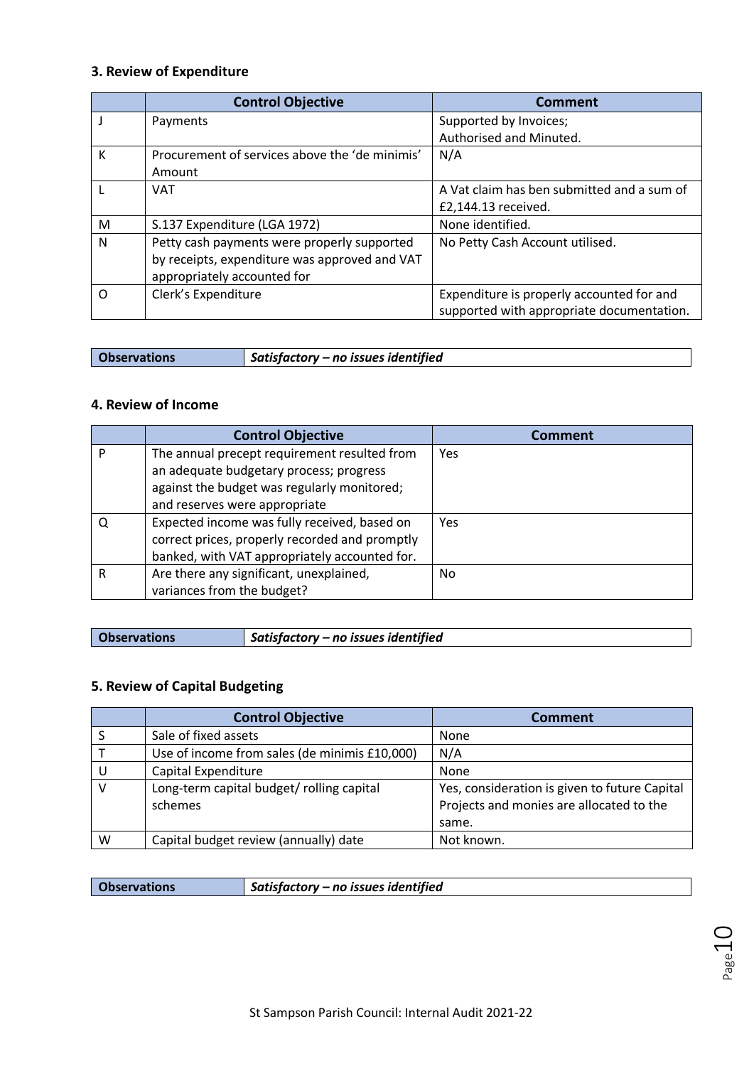### 3. Review of Expenditure

| | Control Objective | Comment |
|---|---|---|
| J | Payments | Supported by Invoices;<br>Authorised and Minuted. |
| K | Procurement of services above the 'de minimis' Amount | N/A |
| L | VAT | A Vat claim has ben submitted and a sum of £2,144.13 received. |
| M | S.137 Expenditure (LGA 1972) | None identified. |
| N | Petty cash payments were properly supported by receipts, expenditure was approved and VAT appropriately accounted for | No Petty Cash Account utilised. |
| O | Clerk's Expenditure | Expenditure is properly accounted for and supported with appropriate documentation. |

| **Observations** | ***Satisfactory – no issues identified*** |
|---|---|

### 4. Review of Income

| | Control Objective | Comment |
|---|---|---|
| P | The annual precept requirement resulted from an adequate budgetary process; progress against the budget was regularly monitored; and reserves were appropriate | Yes |
| Q | Expected income was fully received, based on correct prices, properly recorded and promptly banked, with VAT appropriately accounted for. | Yes |
| R | Are there any significant, unexplained, variances from the budget? | No |

| **Observations** | ***Satisfactory – no issues identified*** |
|---|---|

### 5. Review of Capital Budgeting

| | Control Objective | Comment |
|---|---|---|
| S | Sale of fixed assets | None |
| T | Use of income from sales (de minimis £10,000) | N/A |
| U | Capital Expenditure | None |
| V | Long-term capital budget/ rolling capital schemes | Yes, consideration is given to future Capital Projects and monies are allocated to the same. |
| W | Capital budget review (annually) date | Not known. |

| **Observations** | ***Satisfactory – no issues identified*** |
|---|---|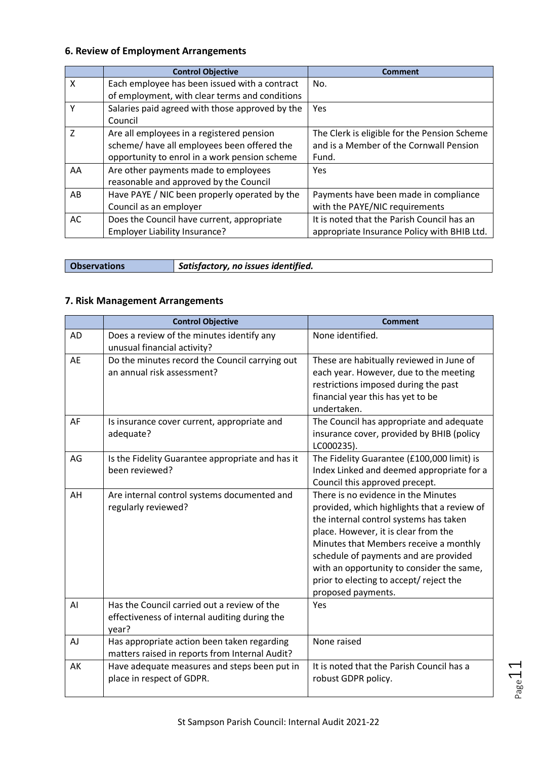## 6. Review of Employment Arrangements

| | Control Objective | Comment |
|---|---|---|
| X | Each employee has been issued with a contract of employment, with clear terms and conditions | No. |
| Y | Salaries paid agreed with those approved by the Council | Yes |
| Z | Are all employees in a registered pension scheme/ have all employees been offered the opportunity to enrol in a work pension scheme | The Clerk is eligible for the Pension Scheme and is a Member of the Cornwall Pension Fund. |
| AA | Are other payments made to employees reasonable and approved by the Council | Yes |
| AB | Have PAYE / NIC been properly operated by the Council as an employer | Payments have been made in compliance with the PAYE/NIC requirements |
| AC | Does the Council have current, appropriate Employer Liability Insurance? | It is noted that the Parish Council has an appropriate Insurance Policy with BHIB Ltd. |

| Observations | *Satisfactory, no issues identified.* |
|---|---|

## 7. Risk Management Arrangements

| | Control Objective | Comment |
|---|---|---|
| AD | Does a review of the minutes identify any unusual financial activity? | None identified. |
| AE | Do the minutes record the Council carrying out an annual risk assessment? | These are habitually reviewed in June of each year. However, due to the meeting restrictions imposed during the past financial year this has yet to be undertaken. |
| AF | Is insurance cover current, appropriate and adequate? | The Council has appropriate and adequate insurance cover, provided by BHIB (policy LC000235). |
| AG | Is the Fidelity Guarantee appropriate and has it been reviewed? | The Fidelity Guarantee (£100,000 limit) is Index Linked and deemed appropriate for a Council this approved precept. |
| AH | Are internal control systems documented and regularly reviewed? | There is no evidence in the Minutes provided, which highlights that a review of the internal control systems has taken place. However, it is clear from the Minutes that Members receive a monthly schedule of payments and are provided with an opportunity to consider the same, prior to electing to accept/ reject the proposed payments. |
| AI | Has the Council carried out a review of the effectiveness of internal auditing during the year? | Yes |
| AJ | Has appropriate action been taken regarding matters raised in reports from Internal Audit? | None raised |
| AK | Have adequate measures and steps been put in place in respect of GDPR. | It is noted that the Parish Council has a robust GDPR policy. |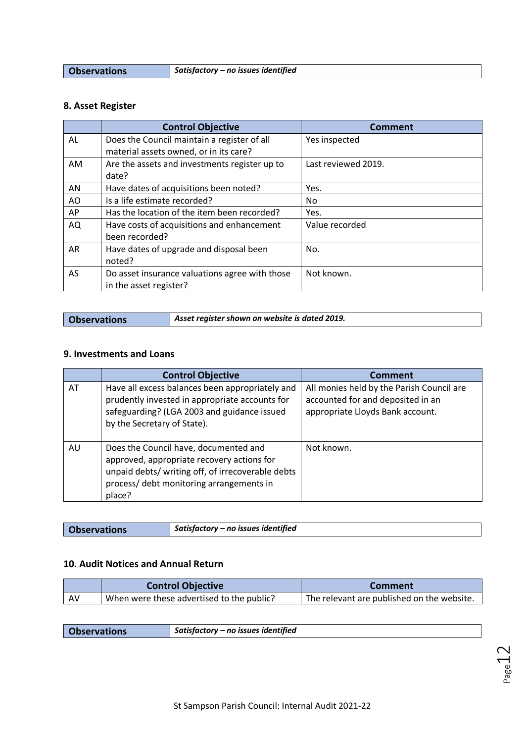| Observations | *Satisfactory – no issues identified* |
|---|---|

## 8. Asset Register

| | Control Objective | Comment |
|---|---|---|
| AL | Does the Council maintain a register of all material assets owned, or in its care? | Yes inspected |
| AM | Are the assets and investments register up to date? | Last reviewed 2019. |
| AN | Have dates of acquisitions been noted? | Yes. |
| AO | Is a life estimate recorded? | No |
| AP | Has the location of the item been recorded? | Yes. |
| AQ | Have costs of acquisitions and enhancement been recorded? | Value recorded |
| AR | Have dates of upgrade and disposal been noted? | No. |
| AS | Do asset insurance valuations agree with those in the asset register? | Not known. |

| Observations | ***Asset register shown on website is dated 2019.*** |
|---|---|

## 9. Investments and Loans

| | Control Objective | Comment |
|---|---|---|
| AT | Have all excess balances been appropriately and prudently invested in appropriate accounts for safeguarding? (LGA 2003 and guidance issued by the Secretary of State). | All monies held by the Parish Council are accounted for and deposited in an appropriate Lloyds Bank account. |
| AU | Does the Council have, documented and approved, appropriate recovery actions for unpaid debts/ writing off, of irrecoverable debts process/ debt monitoring arrangements in place? | Not known. |

| Observations | *Satisfactory – no issues identified* |
|---|---|

## 10. Audit Notices and Annual Return

| | Control Objective | Comment |
|---|---|---|
| AV | When were these advertised to the public? | The relevant are published on the website. |

| Observations | *Satisfactory – no issues identified* |
|---|---|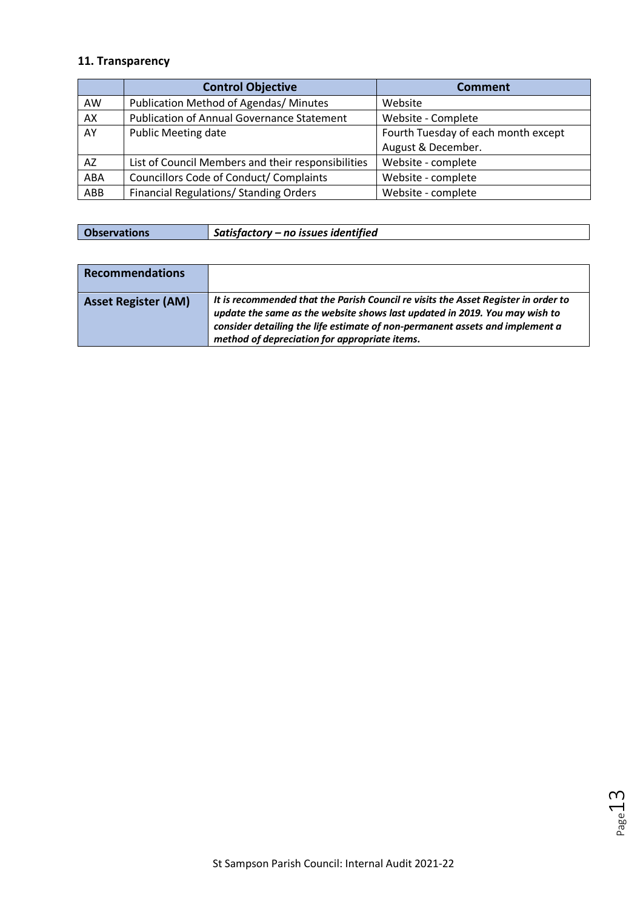### 11. Transparency

| | Control Objective | Comment |
|---|---|---|
| AW | Publication Method of Agendas/ Minutes | Website |
| AX | Publication of Annual Governance Statement | Website - Complete |
| AY | Public Meeting date | Fourth Tuesday of each month except August & December. |
| AZ | List of Council Members and their responsibilities | Website - complete |
| ABA | Councillors Code of Conduct/ Complaints | Website - complete |
| ABB | Financial Regulations/ Standing Orders | Website - complete |

| | |
|---|---|
| **Observations** | ***Satisfactory – no issues identified*** |

| | |
|---|---|
| **Recommendations** | |
| **Asset Register (AM)** | ***It is recommended that the Parish Council re visits the Asset Register in order to update the same as the website shows last updated in 2019. You may wish to consider detailing the life estimate of non-permanent assets and implement a method of depreciation for appropriate items.*** |

St Sampson Parish Council: Internal Audit 2021-22